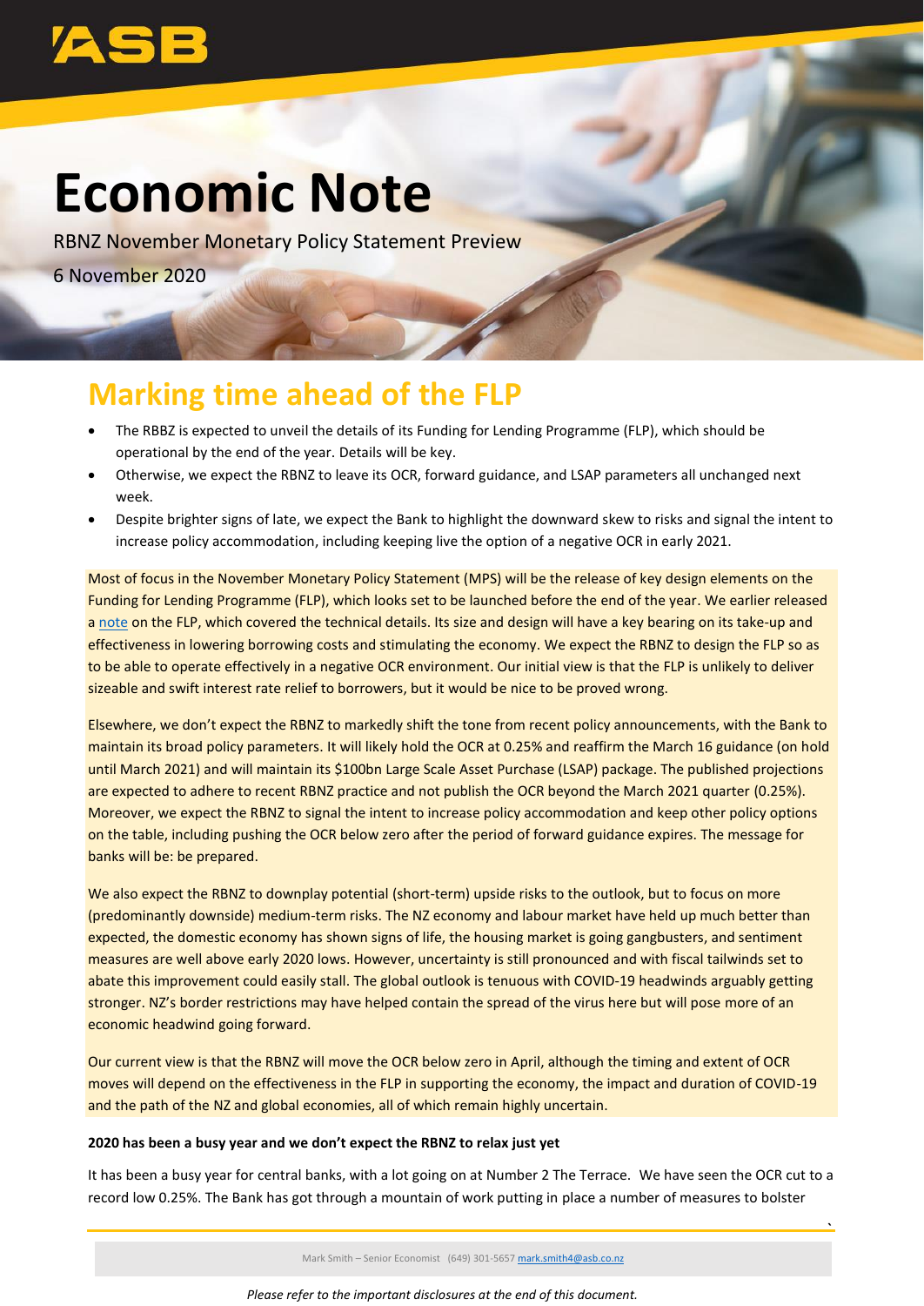# Economic Note

RBNZ November Monetary Policy Statement Preview

6 November 2020

## Marking time ahead of the FLP

- The RBBZ is expected to unveil the details of its Funding for Lending Programme (FLP), which should be operational by the end of the year. Details will be key.
- Otherwise, we expect the RBNZ to leave its OCR, forward guidance, and LSAP parameters all unchanged next week.
- Despite brighter signs of late, we expect the Bank to highlight the downward skew to risks and signal the intent to increase policy accommodation, including keeping live the option of a negative OCR in early 2021.

Most of focus in the November Monetary Policy Statement (MPS) will be the release of key design elements on the Funding for Lending Programme (FLP), which looks set to be launched before the end of the year. We earlier released a note on the FLP, which covered the technical details. Its size and design will have a key bearing on its take-up and effectiveness in lowering borrowing costs and stimulating the economy. We expect the RBNZ to design the FLP so as to be able to operate effectively in a negative OCR environment. Our initial view is that the FLP is unlikely to deliver sizeable and swift interest rate relief to borrowers, but it would be nice to be proved wrong.

Elsewhere, we don't expect the RBNZ to markedly shift the tone from recent policy announcements, with the Bank to maintain its broad policy parameters. It will likely hold the OCR at 0.25% and reaffirm the March 16 guidance (on hold until March 2021) and will maintain its $100bn Large Scale Asset Purchase (LSAP) package. The published projections are expected to adhere to recent RBNZ practice and not publish the OCR beyond the March 2021 quarter (0.25%). Moreover, we expect the RBNZ to signal the intent to increase policy accommodation and keep other policy options on the table, including pushing the OCR below zero after the period of forward guidance expires. The message for banks will be: be prepared.

We also expect the RBNZ to downplay potential (short-term) upside risks to the outlook, but to focus on more (predominantly downside) medium-term risks. The NZ economy and labour market have held up much better than expected, the domestic economy has shown signs of life, the housing market is going gangbusters, and sentiment measures are well above early 2020 lows. However, uncertainty is still pronounced and with fiscal tailwinds set to abate this improvement could easily stall. The global outlook is tenuous with COVID-19 headwinds arguably getting stronger. NZ's border restrictions may have helped contain the spread of the virus here but will pose more of an economic headwind going forward.

Our current view is that the RBNZ will move the OCR below zero in April, although the timing and extent of OCR moves will depend on the effectiveness in the FLP in supporting the economy, the impact and duration of COVID-19 and the path of the NZ and global economies, all of which remain highly uncertain.

**2020 has been a busy year and we don't expect the RBNZ to relax just yet**

It has been a busy year for central banks, with a lot going on at Number 2 The Terrace. We have seen the OCR cut to a record low 0.25%. The Bank has got through a mountain of work putting in place a number of measures to bolster

Mark Smith – Senior Economist (649) 301-5657 mark.smith4@asb.co.nz

*Please refer to the important disclosures at the end of this document.*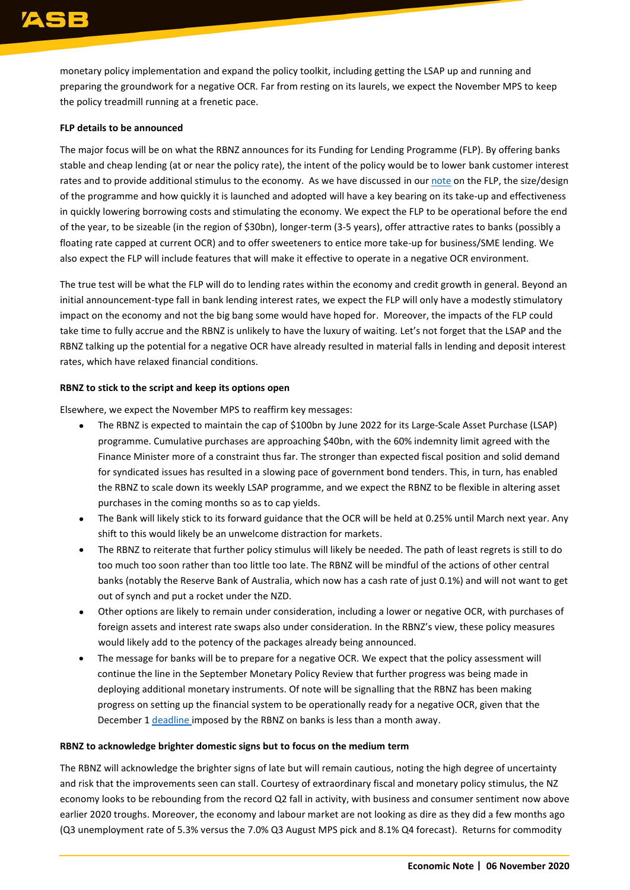monetary policy implementation and expand the policy toolkit, including getting the LSAP up and running and preparing the groundwork for a negative OCR. Far from resting on its laurels, we expect the November MPS to keep the policy treadmill running at a frenetic pace.

**FLP details to be announced**

The major focus will be on what the RBNZ announces for its Funding for Lending Programme (FLP). By offering banks stable and cheap lending (at or near the policy rate), the intent of the policy would be to lower bank customer interest rates and to provide additional stimulus to the economy. As we have discussed in our note on the FLP, the size/design of the programme and how quickly it is launched and adopted will have a key bearing on its take-up and effectiveness in quickly lowering borrowing costs and stimulating the economy. We expect the FLP to be operational before the end of the year, to be sizeable (in the region of $30bn), longer-term (3-5 years), offer attractive rates to banks (possibly a floating rate capped at current OCR) and to offer sweeteners to entice more take-up for business/SME lending. We also expect the FLP will include features that will make it effective to operate in a negative OCR environment.

The true test will be what the FLP will do to lending rates within the economy and credit growth in general. Beyond an initial announcement-type fall in bank lending interest rates, we expect the FLP will only have a modestly stimulatory impact on the economy and not the big bang some would have hoped for. Moreover, the impacts of the FLP could take time to fully accrue and the RBNZ is unlikely to have the luxury of waiting. Let's not forget that the LSAP and the RBNZ talking up the potential for a negative OCR have already resulted in material falls in lending and deposit interest rates, which have relaxed financial conditions.

**RBNZ to stick to the script and keep its options open**

Elsewhere, we expect the November MPS to reaffirm key messages:

- The RBNZ is expected to maintain the cap of $100bn by June 2022 for its Large-Scale Asset Purchase (LSAP) programme. Cumulative purchases are approaching $40bn, with the 60% indemnity limit agreed with the Finance Minister more of a constraint thus far. The stronger than expected fiscal position and solid demand for syndicated issues has resulted in a slowing pace of government bond tenders. This, in turn, has enabled the RBNZ to scale down its weekly LSAP programme, and we expect the RBNZ to be flexible in altering asset purchases in the coming months so as to cap yields.
- The Bank will likely stick to its forward guidance that the OCR will be held at 0.25% until March next year. Any shift to this would likely be an unwelcome distraction for markets.
- The RBNZ to reiterate that further policy stimulus will likely be needed. The path of least regrets is still to do too much too soon rather than too little too late. The RBNZ will be mindful of the actions of other central banks (notably the Reserve Bank of Australia, which now has a cash rate of just 0.1%) and will not want to get out of synch and put a rocket under the NZD.
- Other options are likely to remain under consideration, including a lower or negative OCR, with purchases of foreign assets and interest rate swaps also under consideration. In the RBNZ's view, these policy measures would likely add to the potency of the packages already being announced.
- The message for banks will be to prepare for a negative OCR. We expect that the policy assessment will continue the line in the September Monetary Policy Review that further progress was being made in deploying additional monetary instruments. Of note will be signalling that the RBNZ has been making progress on setting up the financial system to be operationally ready for a negative OCR, given that the December 1 deadline imposed by the RBNZ on banks is less than a month away.

**RBNZ to acknowledge brighter domestic signs but to focus on the medium term**

The RBNZ will acknowledge the brighter signs of late but will remain cautious, noting the high degree of uncertainty and risk that the improvements seen can stall. Courtesy of extraordinary fiscal and monetary policy stimulus, the NZ economy looks to be rebounding from the record Q2 fall in activity, with business and consumer sentiment now above earlier 2020 troughs. Moreover, the economy and labour market are not looking as dire as they did a few months ago (Q3 unemployment rate of 5.3% versus the 7.0% Q3 August MPS pick and 8.1% Q4 forecast). Returns for commodity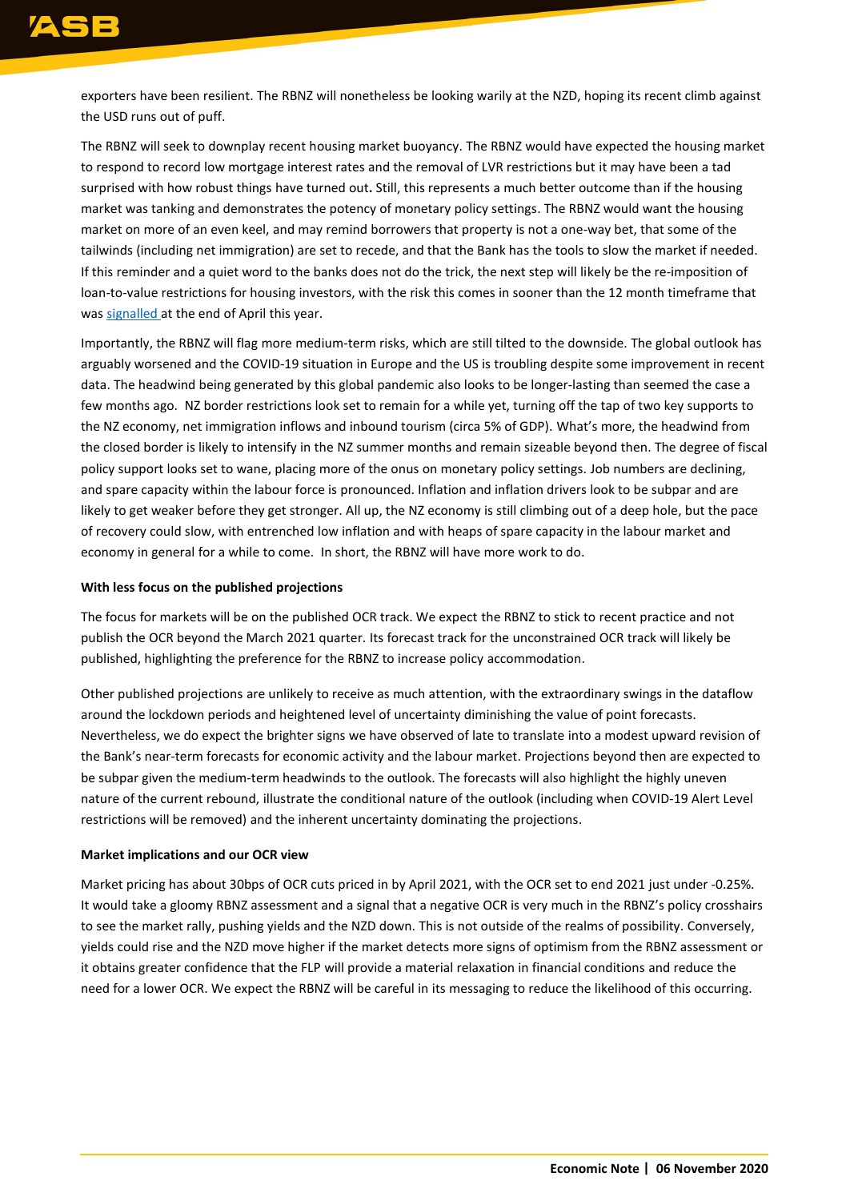exporters have been resilient. The RBNZ will nonetheless be looking warily at the NZD, hoping its recent climb against the USD runs out of puff.

The RBNZ will seek to downplay recent housing market buoyancy. The RBNZ would have expected the housing market to respond to record low mortgage interest rates and the removal of LVR restrictions but it may have been a tad surprised with how robust things have turned out**.** Still, this represents a much better outcome than if the housing market was tanking and demonstrates the potency of monetary policy settings. The RBNZ would want the housing market on more of an even keel, and may remind borrowers that property is not a one-way bet, that some of the tailwinds (including net immigration) are set to recede, and that the Bank has the tools to slow the market if needed. If this reminder and a quiet word to the banks does not do the trick, the next step will likely be the re-imposition of loan-to-value restrictions for housing investors, with the risk this comes in sooner than the 12 month timeframe that was signalled at the end of April this year.

Importantly, the RBNZ will flag more medium-term risks, which are still tilted to the downside. The global outlook has arguably worsened and the COVID-19 situation in Europe and the US is troubling despite some improvement in recent data. The headwind being generated by this global pandemic also looks to be longer-lasting than seemed the case a few months ago. NZ border restrictions look set to remain for a while yet, turning off the tap of two key supports to the NZ economy, net immigration inflows and inbound tourism (circa 5% of GDP). What's more, the headwind from the closed border is likely to intensify in the NZ summer months and remain sizeable beyond then. The degree of fiscal policy support looks set to wane, placing more of the onus on monetary policy settings. Job numbers are declining, and spare capacity within the labour force is pronounced. Inflation and inflation drivers look to be subpar and are likely to get weaker before they get stronger. All up, the NZ economy is still climbing out of a deep hole, but the pace of recovery could slow, with entrenched low inflation and with heaps of spare capacity in the labour market and economy in general for a while to come. In short, the RBNZ will have more work to do.

**With less focus on the published projections**

The focus for markets will be on the published OCR track. We expect the RBNZ to stick to recent practice and not publish the OCR beyond the March 2021 quarter. Its forecast track for the unconstrained OCR track will likely be published, highlighting the preference for the RBNZ to increase policy accommodation.

Other published projections are unlikely to receive as much attention, with the extraordinary swings in the dataflow around the lockdown periods and heightened level of uncertainty diminishing the value of point forecasts. Nevertheless, we do expect the brighter signs we have observed of late to translate into a modest upward revision of the Bank's near-term forecasts for economic activity and the labour market. Projections beyond then are expected to be subpar given the medium-term headwinds to the outlook. The forecasts will also highlight the highly uneven nature of the current rebound, illustrate the conditional nature of the outlook (including when COVID-19 Alert Level restrictions will be removed) and the inherent uncertainty dominating the projections.

**Market implications and our OCR view**

Market pricing has about 30bps of OCR cuts priced in by April 2021, with the OCR set to end 2021 just under -0.25%. It would take a gloomy RBNZ assessment and a signal that a negative OCR is very much in the RBNZ's policy crosshairs to see the market rally, pushing yields and the NZD down. This is not outside of the realms of possibility. Conversely, yields could rise and the NZD move higher if the market detects more signs of optimism from the RBNZ assessment or it obtains greater confidence that the FLP will provide a material relaxation in financial conditions and reduce the need for a lower OCR. We expect the RBNZ will be careful in its messaging to reduce the likelihood of this occurring.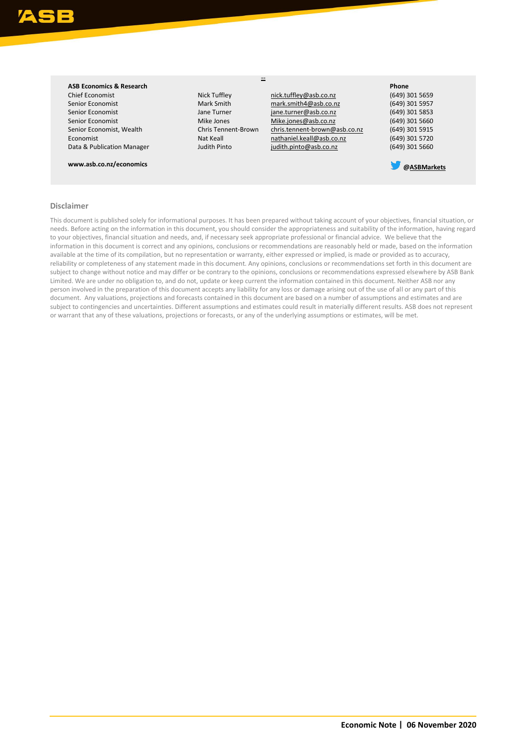| ASB Economics & Research | | | Phone |
| --- | --- | --- | --- |
| Chief Economist | Nick Tuffley | nick.tuffley@asb.co.nz | (649) 301 5659 |
| Senior Economist | Mark Smith | mark.smith4@asb.co.nz | (649) 301 5957 |
| Senior Economist | Jane Turner | jane.turner@asb.co.nz | (649) 301 5853 |
| Senior Economist | Mike Jones | Mike.jones@asb.co.nz | (649) 301 5660 |
| Senior Economist, Wealth | Chris Tennent-Brown | chris.tennent-brown@asb.co.nz | (649) 301 5915 |
| Economist | Nat Keall | nathaniel.keall@asb.co.nz | (649) 301 5720 |
| Data & Publication Manager | Judith Pinto | judith.pinto@asb.co.nz | (649) 301 5660 |

**www.asb.co.nz/economics**

**@ASBMarkets**

## Disclaimer

This document is published solely for informational purposes. It has been prepared without taking account of your objectives, financial situation, or needs. Before acting on the information in this document, you should consider the appropriateness and suitability of the information, having regard to your objectives, financial situation and needs, and, if necessary seek appropriate professional or financial advice. We believe that the information in this document is correct and any opinions, conclusions or recommendations are reasonably held or made, based on the information available at the time of its compilation, but no representation or warranty, either expressed or implied, is made or provided as to accuracy, reliability or completeness of any statement made in this document. Any opinions, conclusions or recommendations set forth in this document are subject to change without notice and may differ or be contrary to the opinions, conclusions or recommendations expressed elsewhere by ASB Bank Limited. We are under no obligation to, and do not, update or keep current the information contained in this document. Neither ASB nor any person involved in the preparation of this document accepts any liability for any loss or damage arising out of the use of all or any part of this document. Any valuations, projections and forecasts contained in this document are based on a number of assumptions and estimates and are subject to contingencies and uncertainties. Different assumptions and estimates could result in materially different results. ASB does not represent or warrant that any of these valuations, projections or forecasts, or any of the underlying assumptions or estimates, will be met.